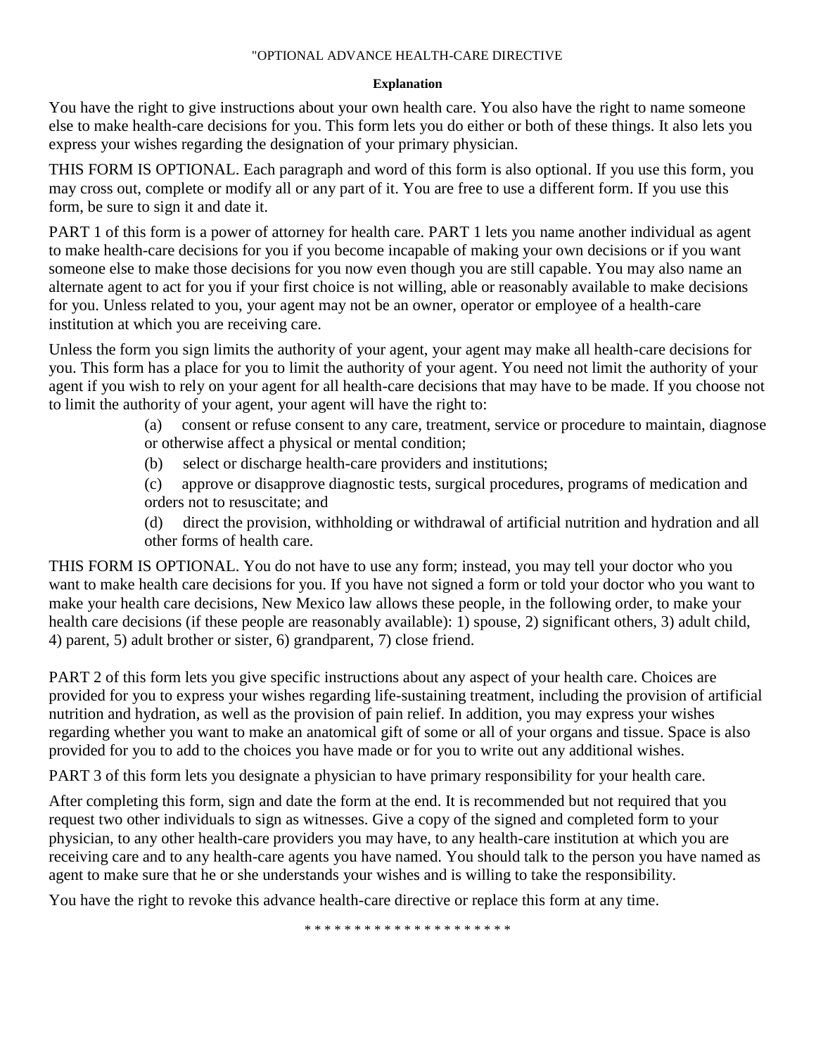"OPTIONAL ADVANCE HEALTH-CARE DIRECTIVE

**Explanation**

You have the right to give instructions about your own health care. You also have the right to name someone else to make health-care decisions for you. This form lets you do either or both of these things. It also lets you express your wishes regarding the designation of your primary physician.

THIS FORM IS OPTIONAL. Each paragraph and word of this form is also optional. If you use this form, you may cross out, complete or modify all or any part of it. You are free to use a different form. If you use this form, be sure to sign it and date it.

PART 1 of this form is a power of attorney for health care. PART 1 lets you name another individual as agent to make health-care decisions for you if you become incapable of making your own decisions or if you want someone else to make those decisions for you now even though you are still capable. You may also name an alternate agent to act for you if your first choice is not willing, able or reasonably available to make decisions for you. Unless related to you, your agent may not be an owner, operator or employee of a health-care institution at which you are receiving care.

Unless the form you sign limits the authority of your agent, your agent may make all health-care decisions for you. This form has a place for you to limit the authority of your agent. You need not limit the authority of your agent if you wish to rely on your agent for all health-care decisions that may have to be made. If you choose not to limit the authority of your agent, your agent will have the right to:

(a) consent or refuse consent to any care, treatment, service or procedure to maintain, diagnose or otherwise affect a physical or mental condition;

(b) select or discharge health-care providers and institutions;

(c) approve or disapprove diagnostic tests, surgical procedures, programs of medication and orders not to resuscitate; and

(d) direct the provision, withholding or withdrawal of artificial nutrition and hydration and all other forms of health care.

THIS FORM IS OPTIONAL. You do not have to use any form; instead, you may tell your doctor who you want to make health care decisions for you. If you have not signed a form or told your doctor who you want to make your health care decisions, New Mexico law allows these people, in the following order, to make your health care decisions (if these people are reasonably available): 1) spouse, 2) significant others, 3) adult child, 4) parent, 5) adult brother or sister, 6) grandparent, 7) close friend.

PART 2 of this form lets you give specific instructions about any aspect of your health care. Choices are provided for you to express your wishes regarding life-sustaining treatment, including the provision of artificial nutrition and hydration, as well as the provision of pain relief. In addition, you may express your wishes regarding whether you want to make an anatomical gift of some or all of your organs and tissue. Space is also provided for you to add to the choices you have made or for you to write out any additional wishes.

PART 3 of this form lets you designate a physician to have primary responsibility for your health care.

After completing this form, sign and date the form at the end. It is recommended but not required that you request two other individuals to sign as witnesses. Give a copy of the signed and completed form to your physician, to any other health-care providers you may have, to any health-care institution at which you are receiving care and to any health-care agents you have named. You should talk to the person you have named as agent to make sure that he or she understands your wishes and is willing to take the responsibility.

You have the right to revoke this advance health-care directive or replace this form at any time.

* * * * * * * * * * * * * * * * * * * * *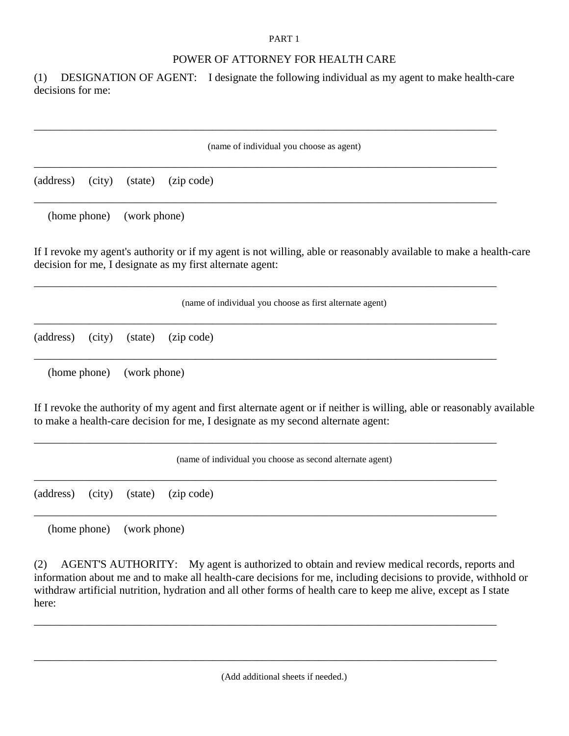PART 1

## POWER OF ATTORNEY FOR HEALTH CARE

(1) DESIGNATION OF AGENT: I designate the following individual as my agent to make health-care decisions for me:

\_\_\_\_\_\_\_\_\_\_\_\_\_\_\_\_\_\_\_\_\_\_\_\_\_\_\_\_\_\_\_\_\_\_\_\_\_\_\_\_\_\_\_\_\_\_\_\_\_\_\_\_\_\_\_\_\_\_\_\_\_\_\_\_\_\_\_\_\_\_\_\_\_\_\_\_\_\_\_\_

(name of individual you choose as agent)

\_\_\_\_\_\_\_\_\_\_\_\_\_\_\_\_\_\_\_\_\_\_\_\_\_\_\_\_\_\_\_\_\_\_\_\_\_\_\_\_\_\_\_\_\_\_\_\_\_\_\_\_\_\_\_\_\_\_\_\_\_\_\_\_\_\_\_\_\_\_\_\_\_\_\_\_\_\_\_\_

(address) (city) (state) (zip code)

\_\_\_\_\_\_\_\_\_\_\_\_\_\_\_\_\_\_\_\_\_\_\_\_\_\_\_\_\_\_\_\_\_\_\_\_\_\_\_\_\_\_\_\_\_\_\_\_\_\_\_\_\_\_\_\_\_\_\_\_\_\_\_\_\_\_\_\_\_\_\_\_\_\_\_\_\_\_\_\_

(home phone) (work phone)

If I revoke my agent's authority or if my agent is not willing, able or reasonably available to make a health-care decision for me, I designate as my first alternate agent:

\_\_\_\_\_\_\_\_\_\_\_\_\_\_\_\_\_\_\_\_\_\_\_\_\_\_\_\_\_\_\_\_\_\_\_\_\_\_\_\_\_\_\_\_\_\_\_\_\_\_\_\_\_\_\_\_\_\_\_\_\_\_\_\_\_\_\_\_\_\_\_\_\_\_\_\_\_\_\_\_

(name of individual you choose as first alternate agent)

\_\_\_\_\_\_\_\_\_\_\_\_\_\_\_\_\_\_\_\_\_\_\_\_\_\_\_\_\_\_\_\_\_\_\_\_\_\_\_\_\_\_\_\_\_\_\_\_\_\_\_\_\_\_\_\_\_\_\_\_\_\_\_\_\_\_\_\_\_\_\_\_\_\_\_\_\_\_\_\_

(address) (city) (state) (zip code)

\_\_\_\_\_\_\_\_\_\_\_\_\_\_\_\_\_\_\_\_\_\_\_\_\_\_\_\_\_\_\_\_\_\_\_\_\_\_\_\_\_\_\_\_\_\_\_\_\_\_\_\_\_\_\_\_\_\_\_\_\_\_\_\_\_\_\_\_\_\_\_\_\_\_\_\_\_\_\_\_

(home phone) (work phone)

If I revoke the authority of my agent and first alternate agent or if neither is willing, able or reasonably available to make a health-care decision for me, I designate as my second alternate agent:

\_\_\_\_\_\_\_\_\_\_\_\_\_\_\_\_\_\_\_\_\_\_\_\_\_\_\_\_\_\_\_\_\_\_\_\_\_\_\_\_\_\_\_\_\_\_\_\_\_\_\_\_\_\_\_\_\_\_\_\_\_\_\_\_\_\_\_\_\_\_\_\_\_\_\_\_\_\_\_\_

(name of individual you choose as second alternate agent)

\_\_\_\_\_\_\_\_\_\_\_\_\_\_\_\_\_\_\_\_\_\_\_\_\_\_\_\_\_\_\_\_\_\_\_\_\_\_\_\_\_\_\_\_\_\_\_\_\_\_\_\_\_\_\_\_\_\_\_\_\_\_\_\_\_\_\_\_\_\_\_\_\_\_\_\_\_\_\_\_

(address) (city) (state) (zip code)

\_\_\_\_\_\_\_\_\_\_\_\_\_\_\_\_\_\_\_\_\_\_\_\_\_\_\_\_\_\_\_\_\_\_\_\_\_\_\_\_\_\_\_\_\_\_\_\_\_\_\_\_\_\_\_\_\_\_\_\_\_\_\_\_\_\_\_\_\_\_\_\_\_\_\_\_\_\_\_\_

(home phone) (work phone)

(2) AGENT'S AUTHORITY: My agent is authorized to obtain and review medical records, reports and information about me and to make all health-care decisions for me, including decisions to provide, withhold or withdraw artificial nutrition, hydration and all other forms of health care to keep me alive, except as I state here:

\_\_\_\_\_\_\_\_\_\_\_\_\_\_\_\_\_\_\_\_\_\_\_\_\_\_\_\_\_\_\_\_\_\_\_\_\_\_\_\_\_\_\_\_\_\_\_\_\_\_\_\_\_\_\_\_\_\_\_\_\_\_\_\_\_\_\_\_\_\_\_\_\_\_\_\_\_\_\_\_

\_\_\_\_\_\_\_\_\_\_\_\_\_\_\_\_\_\_\_\_\_\_\_\_\_\_\_\_\_\_\_\_\_\_\_\_\_\_\_\_\_\_\_\_\_\_\_\_\_\_\_\_\_\_\_\_\_\_\_\_\_\_\_\_\_\_\_\_\_\_\_\_\_\_\_\_\_\_\_\_

(Add additional sheets if needed.)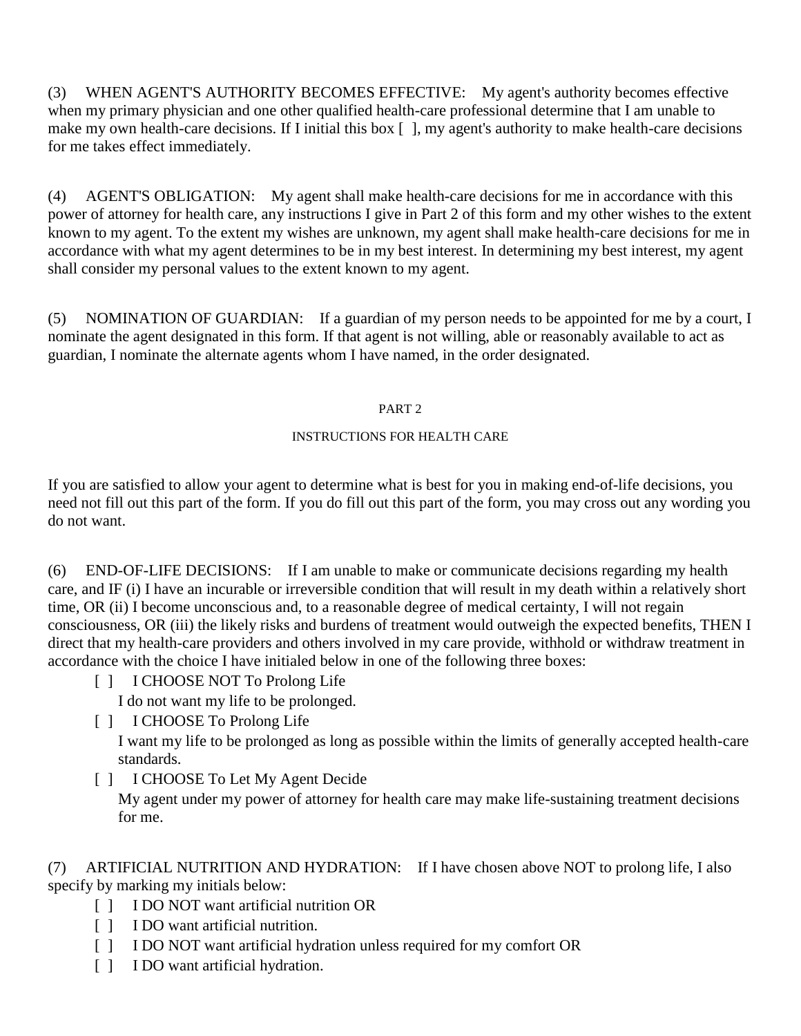(3) WHEN AGENT'S AUTHORITY BECOMES EFFECTIVE: My agent's authority becomes effective when my primary physician and one other qualified health-care professional determine that I am unable to make my own health-care decisions. If I initial this box [ ], my agent's authority to make health-care decisions for me takes effect immediately.

(4) AGENT'S OBLIGATION: My agent shall make health-care decisions for me in accordance with this power of attorney for health care, any instructions I give in Part 2 of this form and my other wishes to the extent known to my agent. To the extent my wishes are unknown, my agent shall make health-care decisions for me in accordance with what my agent determines to be in my best interest. In determining my best interest, my agent shall consider my personal values to the extent known to my agent.

(5) NOMINATION OF GUARDIAN: If a guardian of my person needs to be appointed for me by a court, I nominate the agent designated in this form. If that agent is not willing, able or reasonably available to act as guardian, I nominate the alternate agents whom I have named, in the order designated.

## PART 2

### INSTRUCTIONS FOR HEALTH CARE

If you are satisfied to allow your agent to determine what is best for you in making end-of-life decisions, you need not fill out this part of the form. If you do fill out this part of the form, you may cross out any wording you do not want.

(6) END-OF-LIFE DECISIONS: If I am unable to make or communicate decisions regarding my health care, and IF (i) I have an incurable or irreversible condition that will result in my death within a relatively short time, OR (ii) I become unconscious and, to a reasonable degree of medical certainty, I will not regain consciousness, OR (iii) the likely risks and burdens of treatment would outweigh the expected benefits, THEN I direct that my health-care providers and others involved in my care provide, withhold or withdraw treatment in accordance with the choice I have initialed below in one of the following three boxes:

- [ ] I CHOOSE NOT To Prolong Life
  I do not want my life to be prolonged.
- [ ] I CHOOSE To Prolong Life
  I want my life to be prolonged as long as possible within the limits of generally accepted health-care standards.
- [ ] I CHOOSE To Let My Agent Decide
  My agent under my power of attorney for health care may make life-sustaining treatment decisions for me.

(7) ARTIFICIAL NUTRITION AND HYDRATION: If I have chosen above NOT to prolong life, I also specify by marking my initials below:

- [ ] I DO NOT want artificial nutrition OR
- [ ] I DO want artificial nutrition.
- [ ] I DO NOT want artificial hydration unless required for my comfort OR
- [ ] I DO want artificial hydration.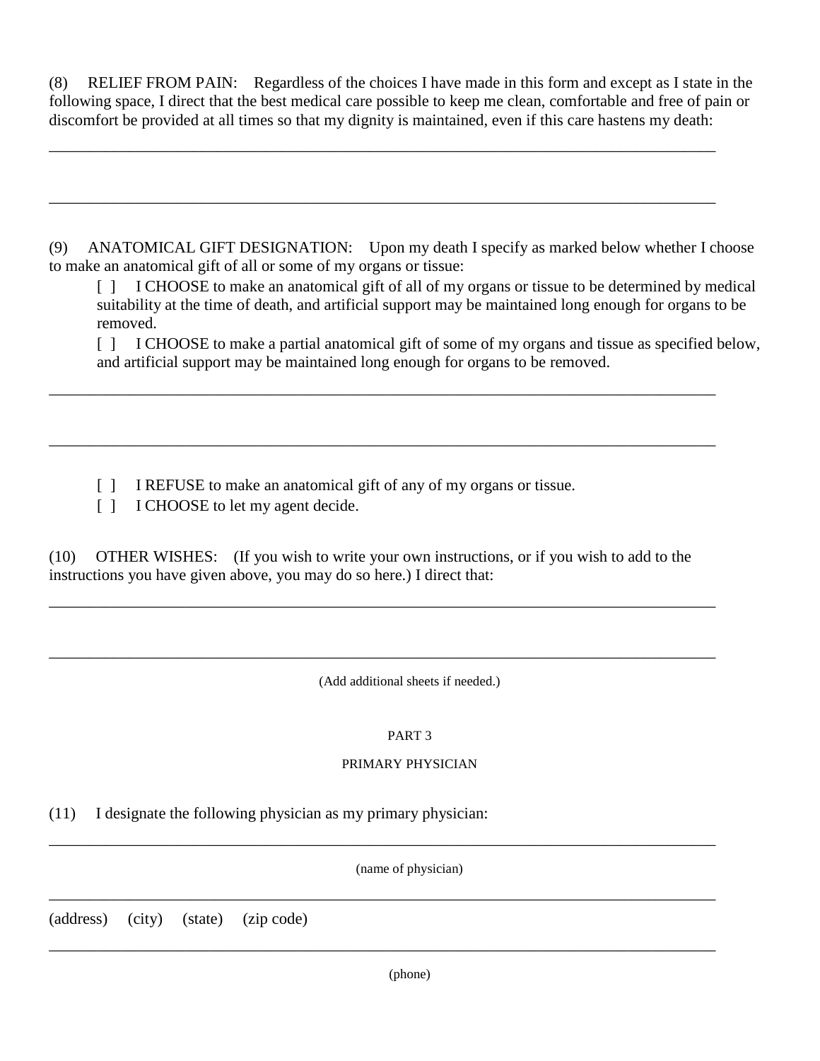(8) RELIEF FROM PAIN: Regardless of the choices I have made in this form and except as I state in the following space, I direct that the best medical care possible to keep me clean, comfortable and free of pain or discomfort be provided at all times so that my dignity is maintained, even if this care hastens my death:

\_\_\_\_\_\_\_\_\_\_\_\_\_\_\_\_\_\_\_\_\_\_\_\_\_\_\_\_\_\_\_\_\_\_\_\_\_\_\_\_\_\_\_\_\_\_\_\_\_\_\_\_\_\_\_\_\_\_\_\_\_\_\_\_\_\_\_\_\_\_\_\_\_\_\_\_\_\_

\_\_\_\_\_\_\_\_\_\_\_\_\_\_\_\_\_\_\_\_\_\_\_\_\_\_\_\_\_\_\_\_\_\_\_\_\_\_\_\_\_\_\_\_\_\_\_\_\_\_\_\_\_\_\_\_\_\_\_\_\_\_\_\_\_\_\_\_\_\_\_\_\_\_\_\_\_\_

(9) ANATOMICAL GIFT DESIGNATION: Upon my death I specify as marked below whether I choose to make an anatomical gift of all or some of my organs or tissue:

[ ] I CHOOSE to make an anatomical gift of all of my organs or tissue to be determined by medical suitability at the time of death, and artificial support may be maintained long enough for organs to be removed.

[ ] I CHOOSE to make a partial anatomical gift of some of my organs and tissue as specified below, and artificial support may be maintained long enough for organs to be removed.

\_\_\_\_\_\_\_\_\_\_\_\_\_\_\_\_\_\_\_\_\_\_\_\_\_\_\_\_\_\_\_\_\_\_\_\_\_\_\_\_\_\_\_\_\_\_\_\_\_\_\_\_\_\_\_\_\_\_\_\_\_\_\_\_\_\_\_\_\_\_\_\_\_\_\_\_\_\_

\_\_\_\_\_\_\_\_\_\_\_\_\_\_\_\_\_\_\_\_\_\_\_\_\_\_\_\_\_\_\_\_\_\_\_\_\_\_\_\_\_\_\_\_\_\_\_\_\_\_\_\_\_\_\_\_\_\_\_\_\_\_\_\_\_\_\_\_\_\_\_\_\_\_\_\_\_\_

[ ] I REFUSE to make an anatomical gift of any of my organs or tissue.

[ ] I CHOOSE to let my agent decide.

(10) OTHER WISHES: (If you wish to write your own instructions, or if you wish to add to the instructions you have given above, you may do so here.) I direct that:

\_\_\_\_\_\_\_\_\_\_\_\_\_\_\_\_\_\_\_\_\_\_\_\_\_\_\_\_\_\_\_\_\_\_\_\_\_\_\_\_\_\_\_\_\_\_\_\_\_\_\_\_\_\_\_\_\_\_\_\_\_\_\_\_\_\_\_\_\_\_\_\_\_\_\_\_\_\_

\_\_\_\_\_\_\_\_\_\_\_\_\_\_\_\_\_\_\_\_\_\_\_\_\_\_\_\_\_\_\_\_\_\_\_\_\_\_\_\_\_\_\_\_\_\_\_\_\_\_\_\_\_\_\_\_\_\_\_\_\_\_\_\_\_\_\_\_\_\_\_\_\_\_\_\_\_\_

(Add additional sheets if needed.)

## PART 3

## PRIMARY PHYSICIAN

(11) I designate the following physician as my primary physician:

\_\_\_\_\_\_\_\_\_\_\_\_\_\_\_\_\_\_\_\_\_\_\_\_\_\_\_\_\_\_\_\_\_\_\_\_\_\_\_\_\_\_\_\_\_\_\_\_\_\_\_\_\_\_\_\_\_\_\_\_\_\_\_\_\_\_\_\_\_\_\_\_\_\_\_\_\_\_

(name of physician)

\_\_\_\_\_\_\_\_\_\_\_\_\_\_\_\_\_\_\_\_\_\_\_\_\_\_\_\_\_\_\_\_\_\_\_\_\_\_\_\_\_\_\_\_\_\_\_\_\_\_\_\_\_\_\_\_\_\_\_\_\_\_\_\_\_\_\_\_\_\_\_\_\_\_\_\_\_\_

(address) (city) (state) (zip code)

\_\_\_\_\_\_\_\_\_\_\_\_\_\_\_\_\_\_\_\_\_\_\_\_\_\_\_\_\_\_\_\_\_\_\_\_\_\_\_\_\_\_\_\_\_\_\_\_\_\_\_\_\_\_\_\_\_\_\_\_\_\_\_\_\_\_\_\_\_\_\_\_\_\_\_\_\_\_

(phone)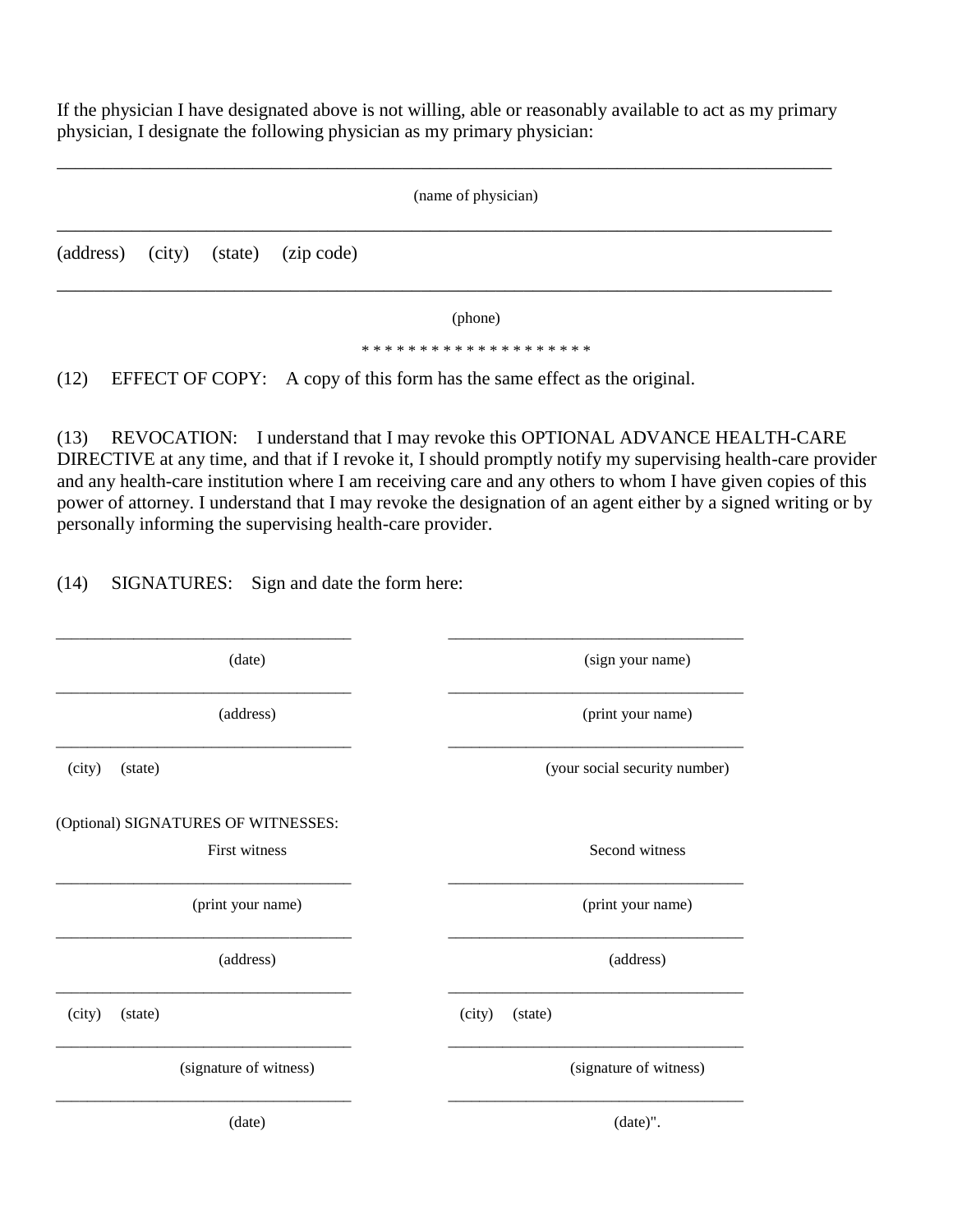If the physician I have designated above is not willing, able or reasonably available to act as my primary physician, I designate the following physician as my primary physician:

\_\_\_\_\_\_\_\_\_\_\_\_\_\_\_\_\_\_\_\_\_\_\_\_\_\_\_\_\_\_\_\_\_\_\_\_\_\_\_\_\_\_\_\_\_\_\_\_\_\_\_\_\_\_\_\_\_\_\_\_\_\_\_\_\_\_\_\_\_\_\_\_\_\_\_\_\_\_

(name of physician)

\_\_\_\_\_\_\_\_\_\_\_\_\_\_\_\_\_\_\_\_\_\_\_\_\_\_\_\_\_\_\_\_\_\_\_\_\_\_\_\_\_\_\_\_\_\_\_\_\_\_\_\_\_\_\_\_\_\_\_\_\_\_\_\_\_\_\_\_\_\_\_\_\_\_\_\_\_\_

(address) (city) (state) (zip code)

\_\_\_\_\_\_\_\_\_\_\_\_\_\_\_\_\_\_\_\_\_\_\_\_\_\_\_\_\_\_\_\_\_\_\_\_\_\_\_\_\_\_\_\_\_\_\_\_\_\_\_\_\_\_\_\_\_\_\_\_\_\_\_\_\_\_\_\_\_\_\_\_\_\_\_\_\_\_

(phone)

* * * * * * * * * * * * * * * * * * * *

(12) EFFECT OF COPY: A copy of this form has the same effect as the original.

(13) REVOCATION: I understand that I may revoke this OPTIONAL ADVANCE HEALTH-CARE DIRECTIVE at any time, and that if I revoke it, I should promptly notify my supervising health-care provider and any health-care institution where I am receiving care and any others to whom I have given copies of this power of attorney. I understand that I may revoke the designation of an agent either by a signed writing or by personally informing the supervising health-care provider.

(14) SIGNATURES: Sign and date the form here:

| | |
|---|---|
| \_\_\_\_\_\_\_\_\_\_\_\_\_\_\_\_\_\_\_\_\_\_\_\_ (date) | \_\_\_\_\_\_\_\_\_\_\_\_\_\_\_\_\_\_\_\_\_\_\_\_ (sign your name) |
| \_\_\_\_\_\_\_\_\_\_\_\_\_\_\_\_\_\_\_\_\_\_\_\_ (address) | \_\_\_\_\_\_\_\_\_\_\_\_\_\_\_\_\_\_\_\_\_\_\_\_ (print your name) |
| \_\_\_\_\_\_\_\_\_\_\_\_\_\_\_\_\_\_\_\_\_\_\_\_ (city) (state) | \_\_\_\_\_\_\_\_\_\_\_\_\_\_\_\_\_\_\_\_\_\_\_\_ (your social security number) |

(Optional) SIGNATURES OF WITNESSES:

| First witness | Second witness |
|---|---|
| \_\_\_\_\_\_\_\_\_\_\_\_\_\_\_\_\_\_\_\_\_\_\_\_ (print your name) | \_\_\_\_\_\_\_\_\_\_\_\_\_\_\_\_\_\_\_\_\_\_\_\_ (print your name) |
| \_\_\_\_\_\_\_\_\_\_\_\_\_\_\_\_\_\_\_\_\_\_\_\_ (address) | \_\_\_\_\_\_\_\_\_\_\_\_\_\_\_\_\_\_\_\_\_\_\_\_ (address) |
| \_\_\_\_\_\_\_\_\_\_\_\_\_\_\_\_\_\_\_\_\_\_\_\_ (city) (state) | \_\_\_\_\_\_\_\_\_\_\_\_\_\_\_\_\_\_\_\_\_\_\_\_ (city) (state) |
| \_\_\_\_\_\_\_\_\_\_\_\_\_\_\_\_\_\_\_\_\_\_\_\_ (signature of witness) | \_\_\_\_\_\_\_\_\_\_\_\_\_\_\_\_\_\_\_\_\_\_\_\_ (signature of witness) |
| \_\_\_\_\_\_\_\_\_\_\_\_\_\_\_\_\_\_\_\_\_\_\_\_ (date) | \_\_\_\_\_\_\_\_\_\_\_\_\_\_\_\_\_\_\_\_\_\_\_\_ (date)". |